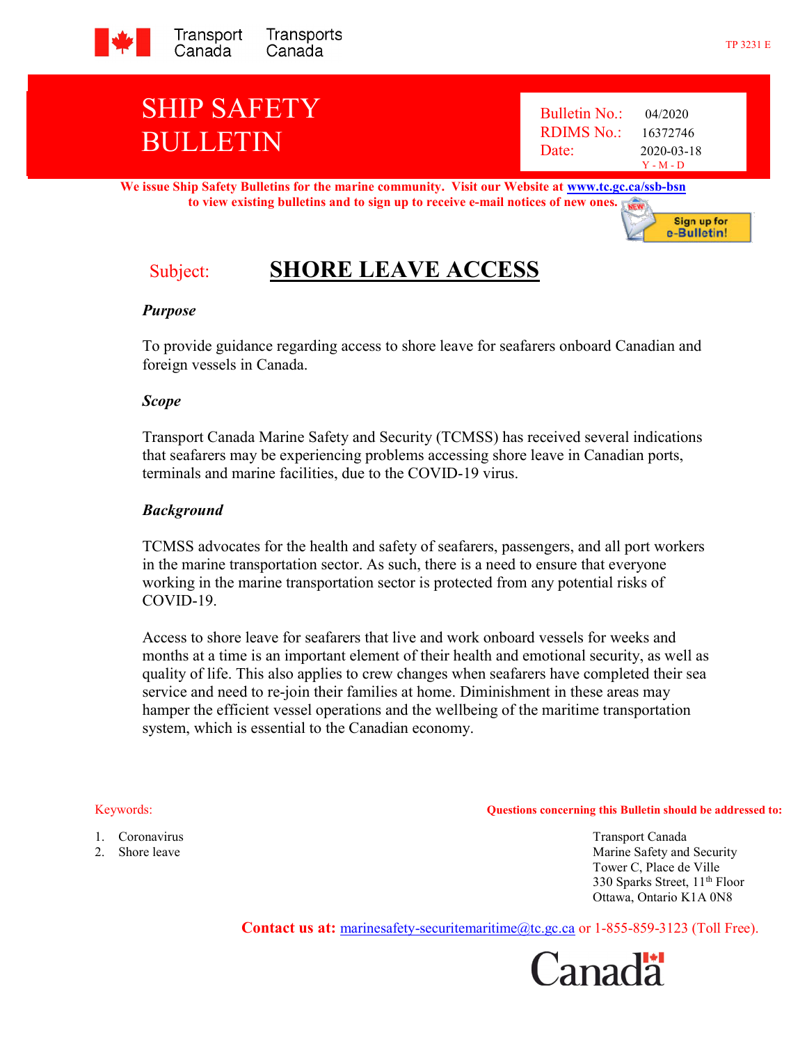Transport Canada / Transports Canada

TP 3231 E

# SHIP SAFETY BULLETIN

Bulletin No.: 04/2020
RDIMS No.: 16372746
Date: 2020-03-18
Y - M - D

**We issue Ship Safety Bulletins for the marine community. Visit our Website at www.tc.gc.ca/ssb-bsn to view existing bulletins and to sign up to receive e-mail notices of new ones.**

Sign up for e-Bulletin!

## Subject: SHORE LEAVE ACCESS

### *Purpose*

To provide guidance regarding access to shore leave for seafarers onboard Canadian and foreign vessels in Canada.

### *Scope*

Transport Canada Marine Safety and Security (TCMSS) has received several indications that seafarers may be experiencing problems accessing shore leave in Canadian ports, terminals and marine facilities, due to the COVID-19 virus.

### *Background*

TCMSS advocates for the health and safety of seafarers, passengers, and all port workers in the marine transportation sector. As such, there is a need to ensure that everyone working in the marine transportation sector is protected from any potential risks of COVID-19.

Access to shore leave for seafarers that live and work onboard vessels for weeks and months at a time is an important element of their health and emotional security, as well as quality of life. This also applies to crew changes when seafarers have completed their sea service and need to re-join their families at home. Diminishment in these areas may hamper the efficient vessel operations and the wellbeing of the maritime transportation system, which is essential to the Canadian economy.

Keywords:

1. Coronavirus
2. Shore leave

**Questions concerning this Bulletin should be addressed to:**

Transport Canada
Marine Safety and Security
Tower C, Place de Ville
330 Sparks Street, 11th Floor
Ottawa, Ontario K1A 0N8

**Contact us at:** marinesafety-securitemaritime@tc.gc.ca or 1-855-859-3123 (Toll Free).

Canada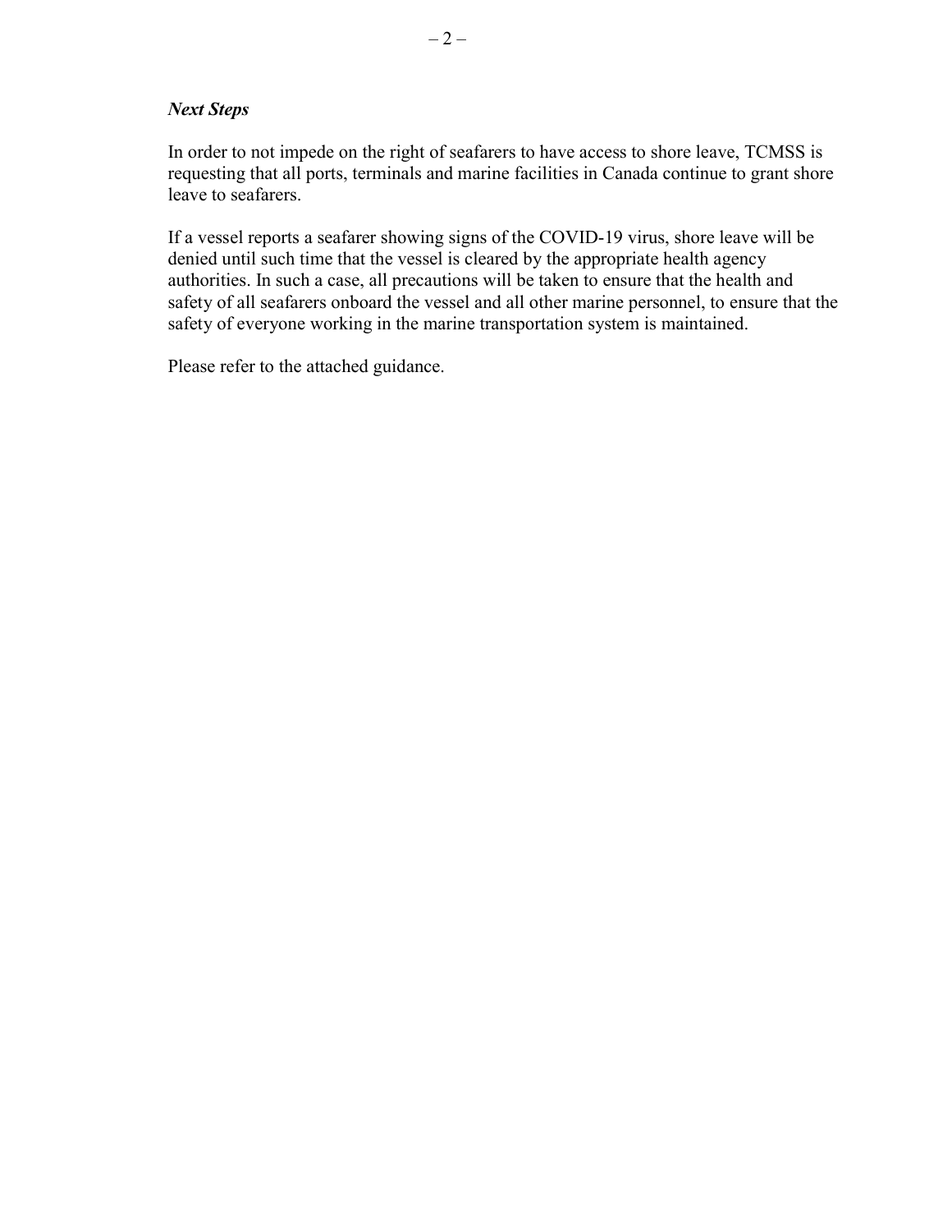***Next Steps***

In order to not impede on the right of seafarers to have access to shore leave, TCMSS is requesting that all ports, terminals and marine facilities in Canada continue to grant shore leave to seafarers.

If a vessel reports a seafarer showing signs of the COVID-19 virus, shore leave will be denied until such time that the vessel is cleared by the appropriate health agency authorities. In such a case, all precautions will be taken to ensure that the health and safety of all seafarers onboard the vessel and all other marine personnel, to ensure that the safety of everyone working in the marine transportation system is maintained.

Please refer to the attached guidance.